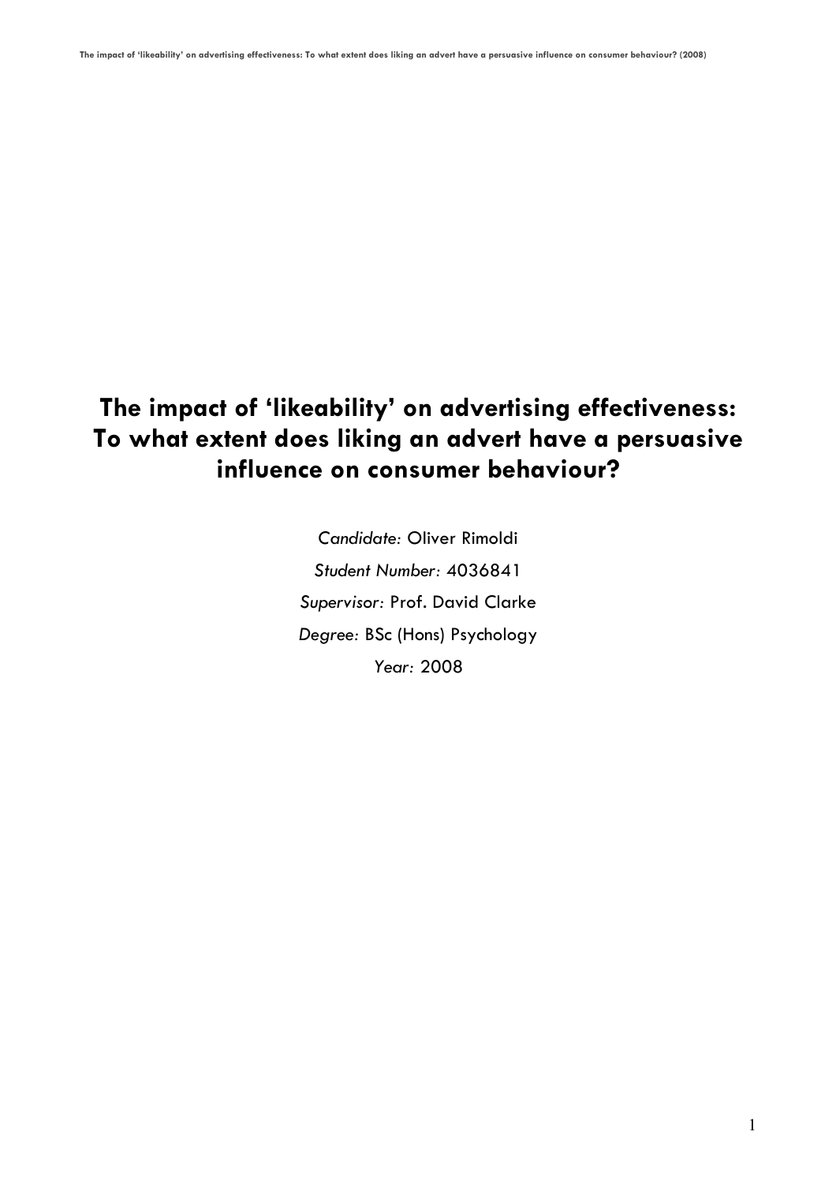# The impact of 'likeability' on advertising effectiveness: To what extent does liking an advert have a persuasive influence on consumer behaviour?

*Candidate:* Oliver Rimoldi

*Student Number:* 4036841

*Supervisor:* Prof. David Clarke

*Degree:* BSc (Hons) Psychology

*Year:* 2008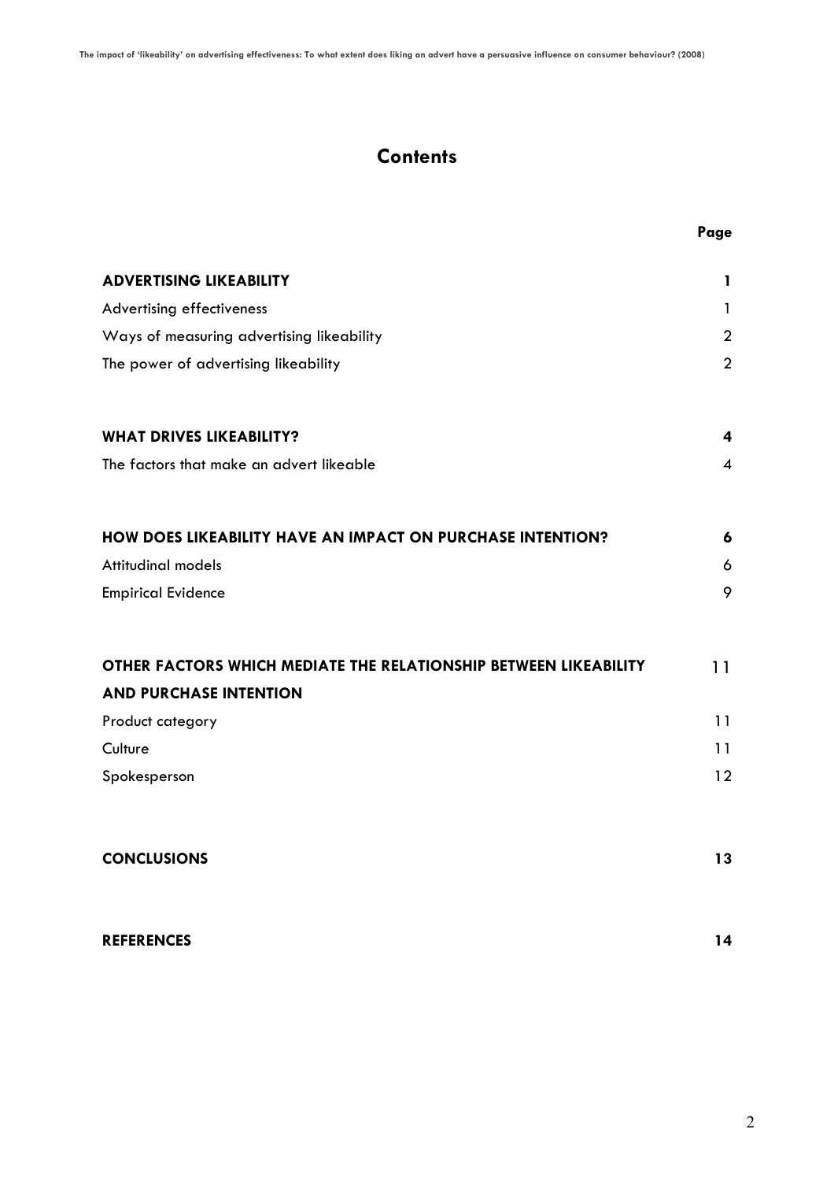# Contents

| | Page |
|---|---|
| **ADVERTISING LIKEABILITY** | **1** |
| Advertising effectiveness | 1 |
| Ways of measuring advertising likeability | 2 |
| The power of advertising likeability | 2 |
| **WHAT DRIVES LIKEABILITY?** | **4** |
| The factors that make an advert likeable | 4 |
| **HOW DOES LIKEABILITY HAVE AN IMPACT ON PURCHASE INTENTION?** | **6** |
| Attitudinal models | 6 |
| Empirical Evidence | 9 |
| **OTHER FACTORS WHICH MEDIATE THE RELATIONSHIP BETWEEN LIKEABILITY AND PURCHASE INTENTION** | 11 |
| Product category | 11 |
| Culture | 11 |
| Spokesperson | 12 |
| **CONCLUSIONS** | **13** |
| **REFERENCES** | **14** |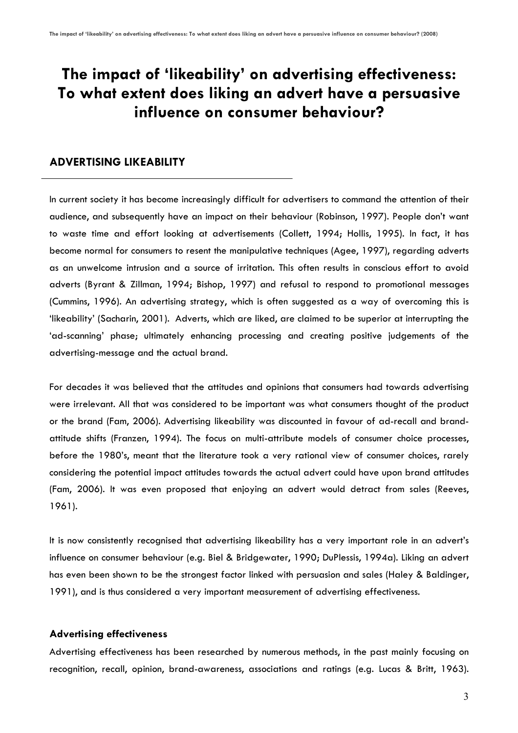# The impact of 'likeability' on advertising effectiveness: To what extent does liking an advert have a persuasive influence on consumer behaviour?

## ADVERTISING LIKEABILITY

In current society it has become increasingly difficult for advertisers to command the attention of their audience, and subsequently have an impact on their behaviour (Robinson, 1997). People don't want to waste time and effort looking at advertisements (Collett, 1994; Hollis, 1995). In fact, it has become normal for consumers to resent the manipulative techniques (Agee, 1997), regarding adverts as an unwelcome intrusion and a source of irritation. This often results in conscious effort to avoid adverts (Byrant & Zillman, 1994; Bishop, 1997) and refusal to respond to promotional messages (Cummins, 1996). An advertising strategy, which is often suggested as a way of overcoming this is 'likeability' (Sacharin, 2001). Adverts, which are liked, are claimed to be superior at interrupting the 'ad-scanning' phase; ultimately enhancing processing and creating positive judgements of the advertising-message and the actual brand.

For decades it was believed that the attitudes and opinions that consumers had towards advertising were irrelevant. All that was considered to be important was what consumers thought of the product or the brand (Fam, 2006). Advertising likeability was discounted in favour of ad-recall and brand-attitude shifts (Franzen, 1994). The focus on multi-attribute models of consumer choice processes, before the 1980's, meant that the literature took a very rational view of consumer choices, rarely considering the potential impact attitudes towards the actual advert could have upon brand attitudes (Fam, 2006). It was even proposed that enjoying an advert would detract from sales (Reeves, 1961).

It is now consistently recognised that advertising likeability has a very important role in an advert's influence on consumer behaviour (e.g. Biel & Bridgewater, 1990; DuPlessis, 1994a). Liking an advert has even been shown to be the strongest factor linked with persuasion and sales (Haley & Baldinger, 1991), and is thus considered a very important measurement of advertising effectiveness.

### Advertising effectiveness

Advertising effectiveness has been researched by numerous methods, in the past mainly focusing on recognition, recall, opinion, brand-awareness, associations and ratings (e.g. Lucas & Britt, 1963).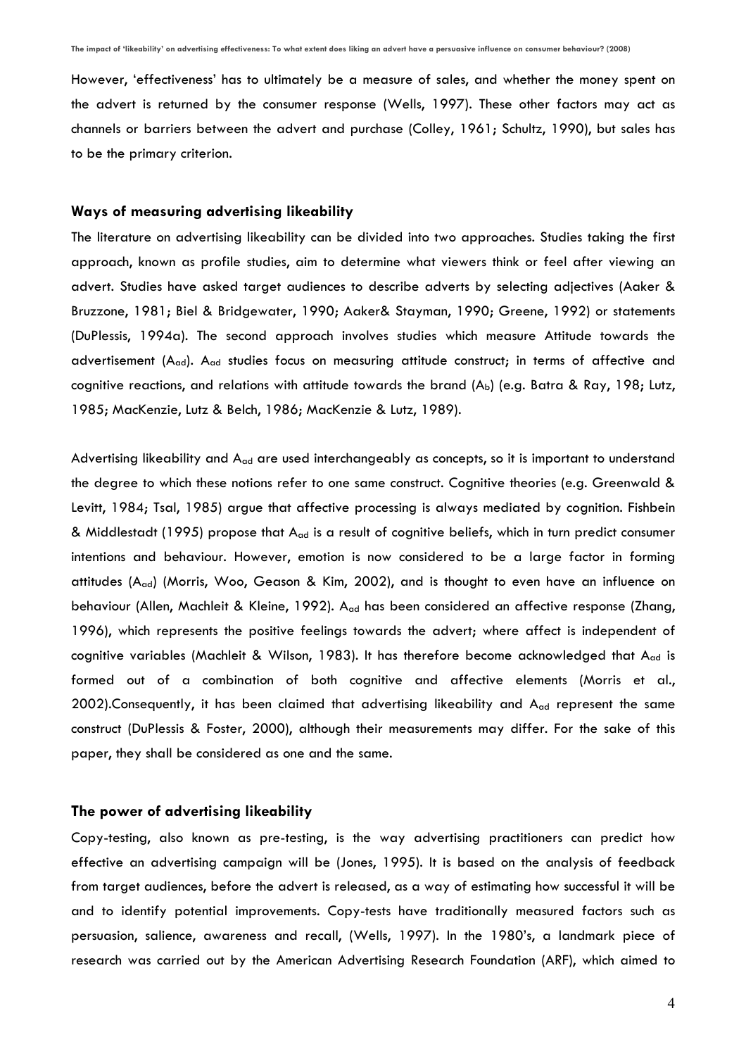However, 'effectiveness' has to ultimately be a measure of sales, and whether the money spent on the advert is returned by the consumer response (Wells, 1997). These other factors may act as channels or barriers between the advert and purchase (Colley, 1961; Schultz, 1990), but sales has to be the primary criterion.

## Ways of measuring advertising likeability

The literature on advertising likeability can be divided into two approaches. Studies taking the first approach, known as profile studies, aim to determine what viewers think or feel after viewing an advert. Studies have asked target audiences to describe adverts by selecting adjectives (Aaker & Bruzzone, 1981; Biel & Bridgewater, 1990; Aaker& Stayman, 1990; Greene, 1992) or statements (DuPlessis, 1994a). The second approach involves studies which measure Attitude towards the advertisement ($A_{ad}$). $A_{ad}$ studies focus on measuring attitude construct; in terms of affective and cognitive reactions, and relations with attitude towards the brand ($A_b$) (e.g. Batra & Ray, 198; Lutz, 1985; MacKenzie, Lutz & Belch, 1986; MacKenzie & Lutz, 1989).

Advertising likeability and $A_{ad}$ are used interchangeably as concepts, so it is important to understand the degree to which these notions refer to one same construct. Cognitive theories (e.g. Greenwald & Levitt, 1984; Tsal, 1985) argue that affective processing is always mediated by cognition. Fishbein & Middlestadt (1995) propose that $A_{ad}$ is a result of cognitive beliefs, which in turn predict consumer intentions and behaviour. However, emotion is now considered to be a large factor in forming attitudes ($A_{ad}$) (Morris, Woo, Geason & Kim, 2002), and is thought to even have an influence on behaviour (Allen, Machleit & Kleine, 1992). $A_{ad}$ has been considered an affective response (Zhang, 1996), which represents the positive feelings towards the advert; where affect is independent of cognitive variables (Machleit & Wilson, 1983). It has therefore become acknowledged that $A_{ad}$ is formed out of a combination of both cognitive and affective elements (Morris et al., 2002).Consequently, it has been claimed that advertising likeability and $A_{ad}$ represent the same construct (DuPlessis & Foster, 2000), although their measurements may differ. For the sake of this paper, they shall be considered as one and the same.

## The power of advertising likeability

Copy-testing, also known as pre-testing, is the way advertising practitioners can predict how effective an advertising campaign will be (Jones, 1995). It is based on the analysis of feedback from target audiences, before the advert is released, as a way of estimating how successful it will be and to identify potential improvements. Copy-tests have traditionally measured factors such as persuasion, salience, awareness and recall, (Wells, 1997). In the 1980's, a landmark piece of research was carried out by the American Advertising Research Foundation (ARF), which aimed to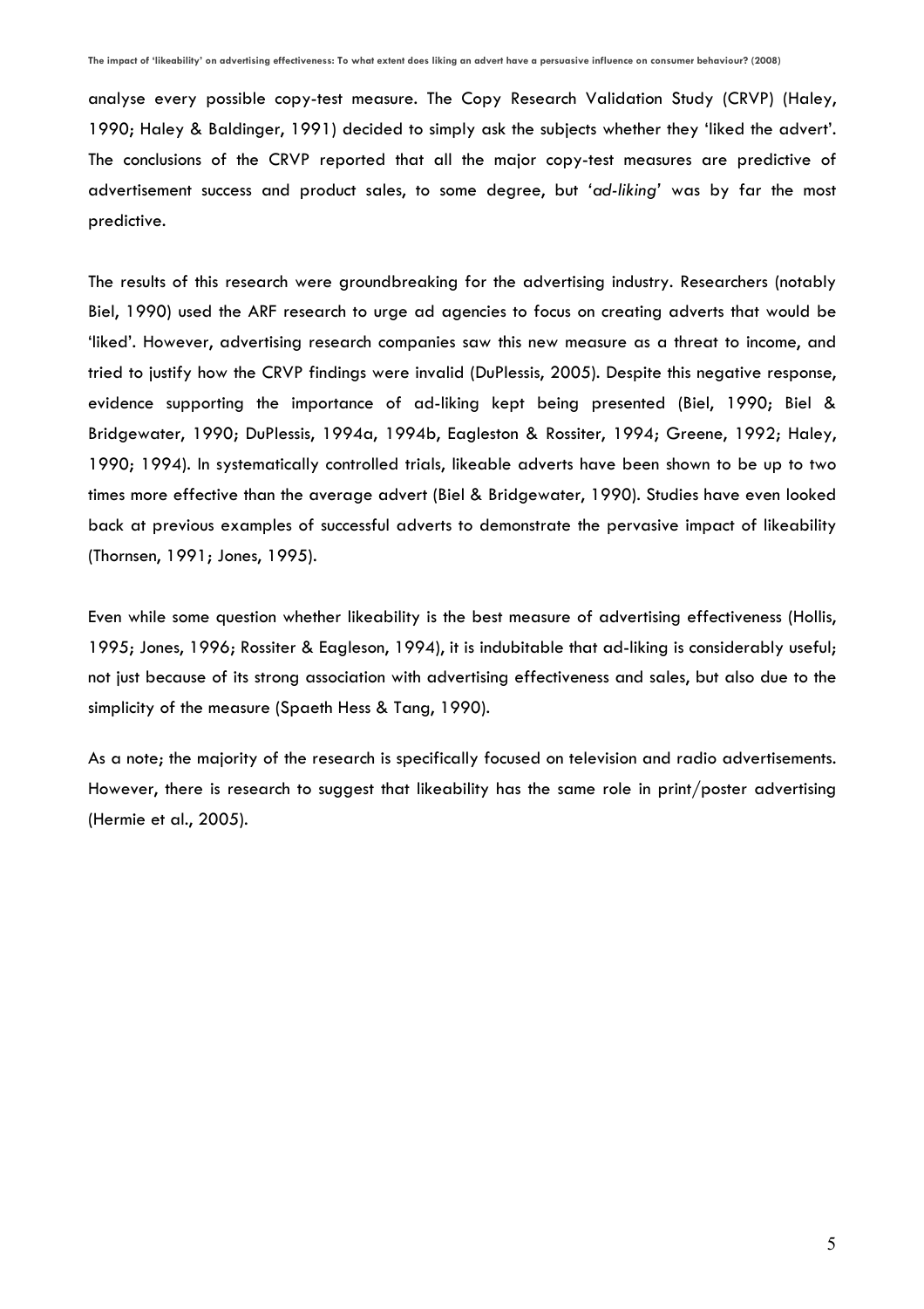analyse every possible copy-test measure. The Copy Research Validation Study (CRVP) (Haley, 1990; Haley & Baldinger, 1991) decided to simply ask the subjects whether they 'liked the advert'. The conclusions of the CRVP reported that all the major copy-test measures are predictive of advertisement success and product sales, to some degree, but '*ad-liking*' was by far the most predictive.

The results of this research were groundbreaking for the advertising industry. Researchers (notably Biel, 1990) used the ARF research to urge ad agencies to focus on creating adverts that would be 'liked'. However, advertising research companies saw this new measure as a threat to income, and tried to justify how the CRVP findings were invalid (DuPlessis, 2005). Despite this negative response, evidence supporting the importance of ad-liking kept being presented (Biel, 1990; Biel & Bridgewater, 1990; DuPlessis, 1994a, 1994b, Eagleston & Rossiter, 1994; Greene, 1992; Haley, 1990; 1994). In systematically controlled trials, likeable adverts have been shown to be up to two times more effective than the average advert (Biel & Bridgewater, 1990). Studies have even looked back at previous examples of successful adverts to demonstrate the pervasive impact of likeability (Thornsen, 1991; Jones, 1995).

Even while some question whether likeability is the best measure of advertising effectiveness (Hollis, 1995; Jones, 1996; Rossiter & Eagleson, 1994), it is indubitable that ad-liking is considerably useful; not just because of its strong association with advertising effectiveness and sales, but also due to the simplicity of the measure (Spaeth Hess & Tang, 1990).

As a note; the majority of the research is specifically focused on television and radio advertisements. However, there is research to suggest that likeability has the same role in print/poster advertising (Hermie et al., 2005).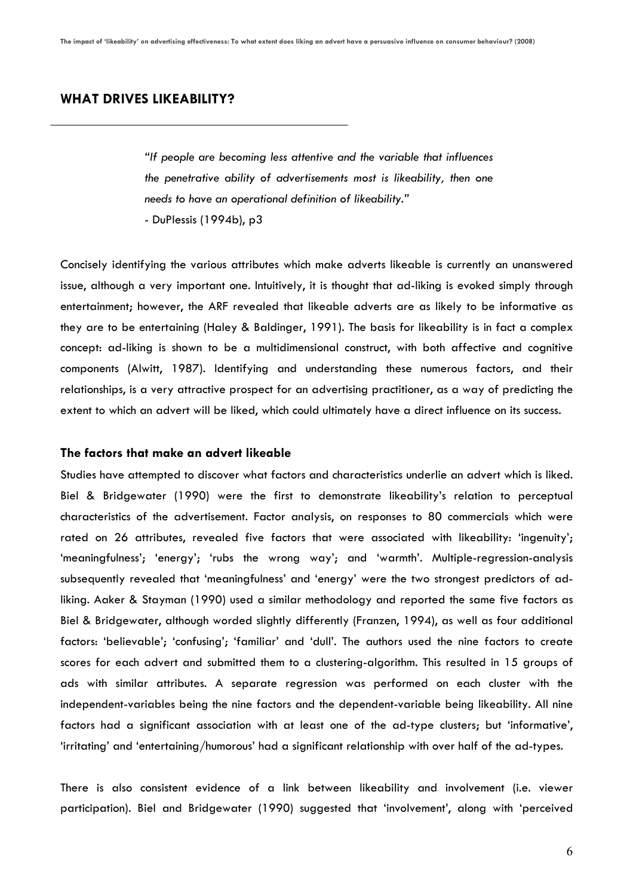## WHAT DRIVES LIKEABILITY?

> *"If people are becoming less attentive and the variable that influences the penetrative ability of advertisements most is likeability, then one needs to have an operational definition of likeability."*
>
> - DuPlessis (1994b), p3

Concisely identifying the various attributes which make adverts likeable is currently an unanswered issue, although a very important one. Intuitively, it is thought that ad-liking is evoked simply through entertainment; however, the ARF revealed that likeable adverts are as likely to be informative as they are to be entertaining (Haley & Baldinger, 1991). The basis for likeability is in fact a complex concept: ad-liking is shown to be a multidimensional construct, with both affective and cognitive components (Alwitt, 1987). Identifying and understanding these numerous factors, and their relationships, is a very attractive prospect for an advertising practitioner, as a way of predicting the extent to which an advert will be liked, which could ultimately have a direct influence on its success.

### The factors that make an advert likeable

Studies have attempted to discover what factors and characteristics underlie an advert which is liked. Biel & Bridgewater (1990) were the first to demonstrate likeability's relation to perceptual characteristics of the advertisement. Factor analysis, on responses to 80 commercials which were rated on 26 attributes, revealed five factors that were associated with likeability: 'ingenuity'; 'meaningfulness'; 'energy'; 'rubs the wrong way'; and 'warmth'. Multiple-regression-analysis subsequently revealed that 'meaningfulness' and 'energy' were the two strongest predictors of ad-liking. Aaker & Stayman (1990) used a similar methodology and reported the same five factors as Biel & Bridgewater, although worded slightly differently (Franzen, 1994), as well as four additional factors: 'believable'; 'confusing'; 'familiar' and 'dull'. The authors used the nine factors to create scores for each advert and submitted them to a clustering-algorithm. This resulted in 15 groups of ads with similar attributes. A separate regression was performed on each cluster with the independent-variables being the nine factors and the dependent-variable being likeability. All nine factors had a significant association with at least one of the ad-type clusters; but 'informative', 'irritating' and 'entertaining/humorous' had a significant relationship with over half of the ad-types.

There is also consistent evidence of a link between likeability and involvement (i.e. viewer participation). Biel and Bridgewater (1990) suggested that 'involvement', along with 'perceived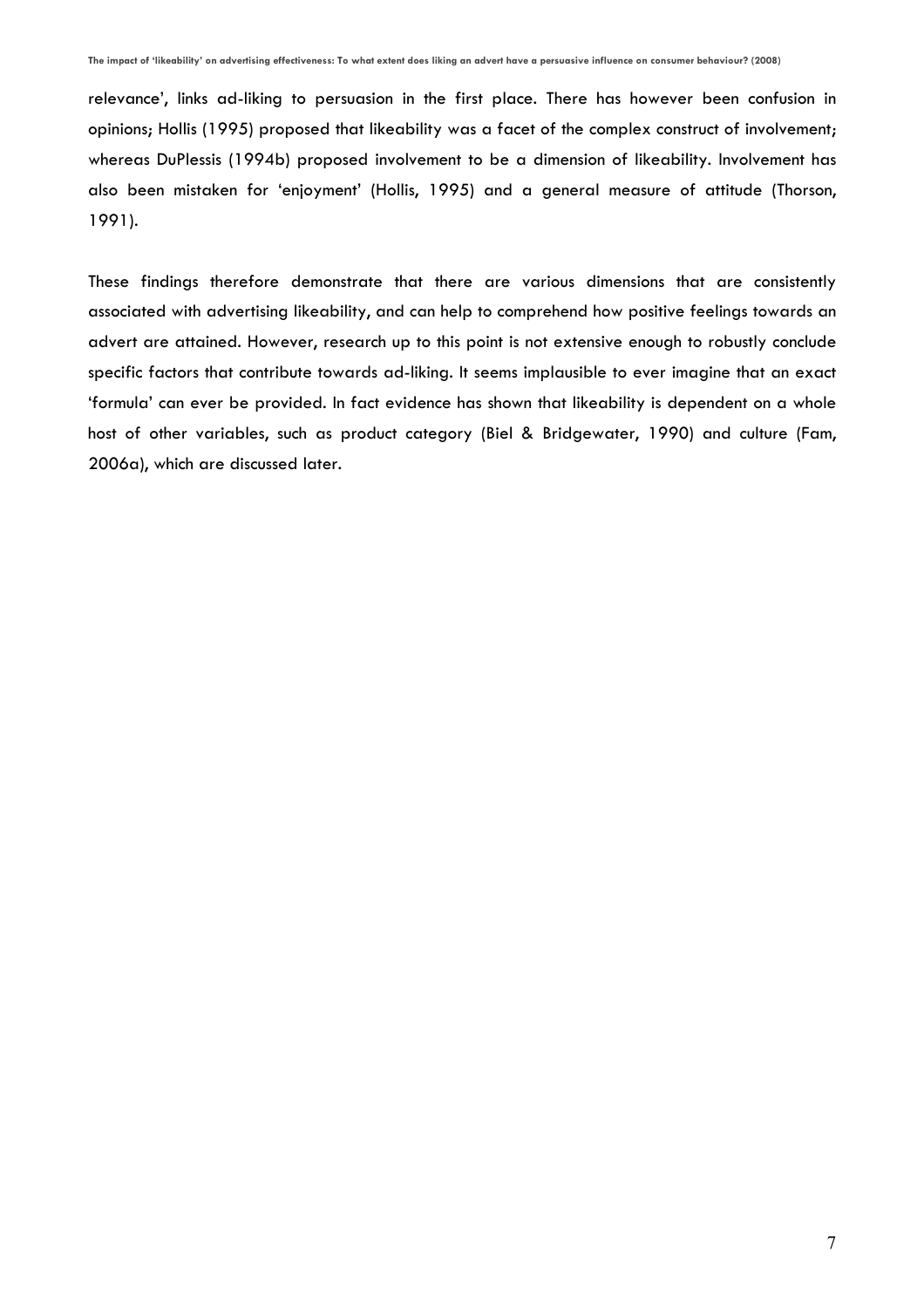relevance', links ad-liking to persuasion in the first place. There has however been confusion in opinions; Hollis (1995) proposed that likeability was a facet of the complex construct of involvement; whereas DuPlessis (1994b) proposed involvement to be a dimension of likeability. Involvement has also been mistaken for 'enjoyment' (Hollis, 1995) and a general measure of attitude (Thorson, 1991).

These findings therefore demonstrate that there are various dimensions that are consistently associated with advertising likeability, and can help to comprehend how positive feelings towards an advert are attained. However, research up to this point is not extensive enough to robustly conclude specific factors that contribute towards ad-liking. It seems implausible to ever imagine that an exact 'formula' can ever be provided. In fact evidence has shown that likeability is dependent on a whole host of other variables, such as product category (Biel & Bridgewater, 1990) and culture (Fam, 2006a), which are discussed later.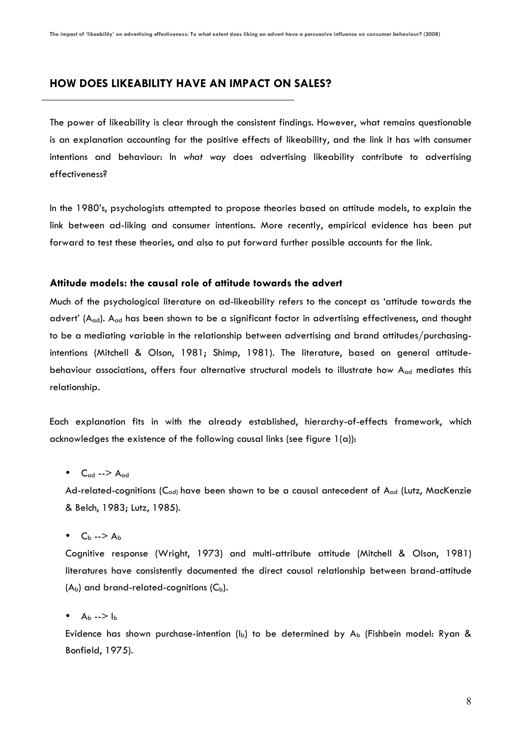## HOW DOES LIKEABILITY HAVE AN IMPACT ON SALES?

The power of likeability is clear through the consistent findings. However, what remains questionable is an explanation accounting for the positive effects of likeability, and the link it has with consumer intentions and behaviour: In *what way* does advertising likeability contribute to advertising effectiveness?

In the 1980's, psychologists attempted to propose theories based on attitude models, to explain the link between ad-liking and consumer intentions. More recently, empirical evidence has been put forward to test these theories, and also to put forward further possible accounts for the link.

### Attitude models: the causal role of attitude towards the advert

Much of the psychological literature on ad-likeability refers to the concept as 'attitude towards the advert' ($A_{ad}$). $A_{ad}$ has been shown to be a significant factor in advertising effectiveness, and thought to be a mediating variable in the relationship between advertising and brand attitudes/purchasing-intentions (Mitchell & Olson, 1981; Shimp, 1981). The literature, based on general attitude-behaviour associations, offers four alternative structural models to illustrate how $A_{ad}$ mediates this relationship.

Each explanation fits in with the already established, hierarchy-of-effects framework, which acknowledges the existence of the following causal links (see figure 1(a)):

- $C_{ad}$ --> $A_{ad}$

  Ad-related-cognitions ($C_{ad}$) have been shown to be a causal antecedent of $A_{ad}$ (Lutz, MacKenzie & Belch, 1983; Lutz, 1985).

- $C_b$ --> $A_b$

  Cognitive response (Wright, 1973) and multi-attribute attitude (Mitchell & Olson, 1981) literatures have consistently documented the direct causal relationship between brand-attitude ($A_b$) and brand-related-cognitions ($C_b$).

- $A_b$ --> $I_b$

  Evidence has shown purchase-intention ($I_b$) to be determined by $A_b$ (Fishbein model: Ryan & Bonfield, 1975).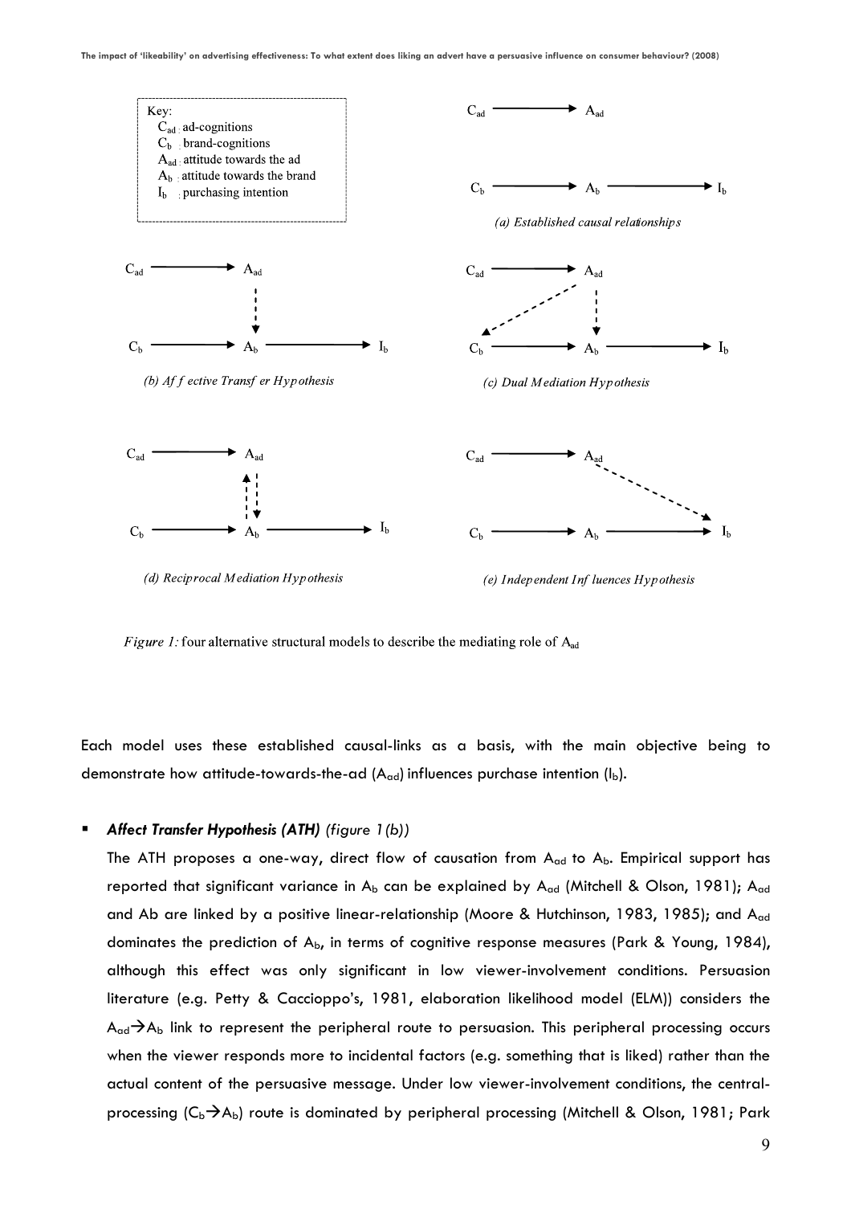Key:
$C_{ad}$ : ad-cognitions
$C_b$ : brand-cognitions
$A_{ad}$ : attitude towards the ad
$A_b$ : attitude towards the brand
$I_b$ : purchasing intention

$C_{ad}$ → $A_{ad}$
$C_b$ → $A_b$ → $I_b$

*(a) Established causal relationships*

$C_{ad}$ → $A_{ad}$
$C_b$ → $A_b$ → $I_b$

*(b) Affective Transfer Hypothesis*

$C_{ad}$ → $A_{ad}$
$C_b$ → $A_b$ → $I_b$

*(c) Dual Mediation Hypothesis*

$C_{ad}$ → $A_{ad}$
$C_b$ → $A_b$ → $I_b$

*(d) Reciprocal Mediation Hypothesis*

$C_{ad}$ → $A_{ad}$
$C_b$ → $A_b$ → $I_b$

*(e) Independent Influences Hypothesis*

*Figure 1:* four alternative structural models to describe the mediating role of $A_{ad}$

Each model uses these established causal-links as a basis, with the main objective being to demonstrate how attitude-towards-the-ad ($A_{ad}$) influences purchase intention ($I_b$).

- ***Affect Transfer Hypothesis (ATH)*** *(figure 1(b))*

  The ATH proposes a one-way, direct flow of causation from $A_{ad}$ to $A_b$. Empirical support has reported that significant variance in $A_b$ can be explained by $A_{ad}$ (Mitchell & Olson, 1981); $A_{ad}$ and Ab are linked by a positive linear-relationship (Moore & Hutchinson, 1983, 1985); and $A_{ad}$ dominates the prediction of $A_b$, in terms of cognitive response measures (Park & Young, 1984), although this effect was only significant in low viewer-involvement conditions. Persuasion literature (e.g. Petty & Caccioppo's, 1981, elaboration likelihood model (ELM)) considers the $A_{ad} \rightarrow A_b$ link to represent the peripheral route to persuasion. This peripheral processing occurs when the viewer responds more to incidental factors (e.g. something that is liked) rather than the actual content of the persuasive message. Under low viewer-involvement conditions, the central-processing ($C_b \rightarrow A_b$) route is dominated by peripheral processing (Mitchell & Olson, 1981; Park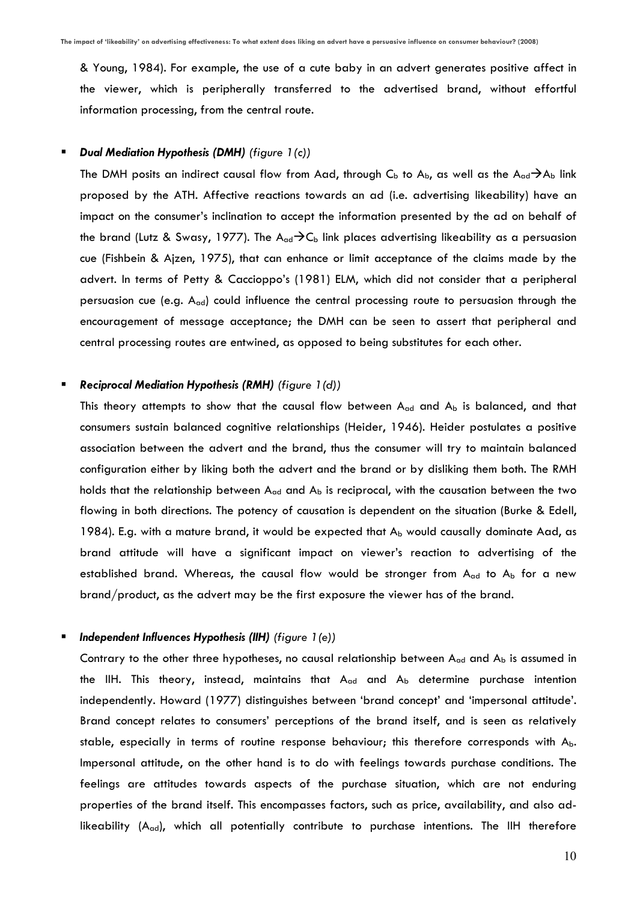& Young, 1984). For example, the use of a cute baby in an advert generates positive affect in the viewer, which is peripherally transferred to the advertised brand, without effortful information processing, from the central route.

- ***Dual Mediation Hypothesis (DMH)*** *(figure 1(c))*

  The DMH posits an indirect causal flow from Aad, through $C_b$ to $A_b$, as well as the $A_{ad} \rightarrow A_b$ link proposed by the ATH. Affective reactions towards an ad (i.e. advertising likeability) have an impact on the consumer's inclination to accept the information presented by the ad on behalf of the brand (Lutz & Swasy, 1977). The $A_{ad} \rightarrow C_b$ link places advertising likeability as a persuasion cue (Fishbein & Ajzen, 1975), that can enhance or limit acceptance of the claims made by the advert. In terms of Petty & Caccioppo's (1981) ELM, which did not consider that a peripheral persuasion cue (e.g. $A_{ad}$) could influence the central processing route to persuasion through the encouragement of message acceptance; the DMH can be seen to assert that peripheral and central processing routes are entwined, as opposed to being substitutes for each other.

- ***Reciprocal Mediation Hypothesis (RMH)*** *(figure 1(d))*

  This theory attempts to show that the causal flow between $A_{ad}$ and $A_b$ is balanced, and that consumers sustain balanced cognitive relationships (Heider, 1946). Heider postulates a positive association between the advert and the brand, thus the consumer will try to maintain balanced configuration either by liking both the advert and the brand or by disliking them both. The RMH holds that the relationship between $A_{ad}$ and $A_b$ is reciprocal, with the causation between the two flowing in both directions. The potency of causation is dependent on the situation (Burke & Edell, 1984). E.g. with a mature brand, it would be expected that $A_b$ would causally dominate Aad, as brand attitude will have a significant impact on viewer's reaction to advertising of the established brand. Whereas, the causal flow would be stronger from $A_{ad}$ to $A_b$ for a new brand/product, as the advert may be the first exposure the viewer has of the brand.

- ***Independent Influences Hypothesis (IIH)*** *(figure 1(e))*

  Contrary to the other three hypotheses, no causal relationship between $A_{ad}$ and $A_b$ is assumed in the IIH. This theory, instead, maintains that $A_{ad}$ and $A_b$ determine purchase intention independently. Howard (1977) distinguishes between 'brand concept' and 'impersonal attitude'. Brand concept relates to consumers' perceptions of the brand itself, and is seen as relatively stable, especially in terms of routine response behaviour; this therefore corresponds with $A_b$. Impersonal attitude, on the other hand is to do with feelings towards purchase conditions. The feelings are attitudes towards aspects of the purchase situation, which are not enduring properties of the brand itself. This encompasses factors, such as price, availability, and also ad-likeability ($A_{ad}$), which all potentially contribute to purchase intentions. The IIH therefore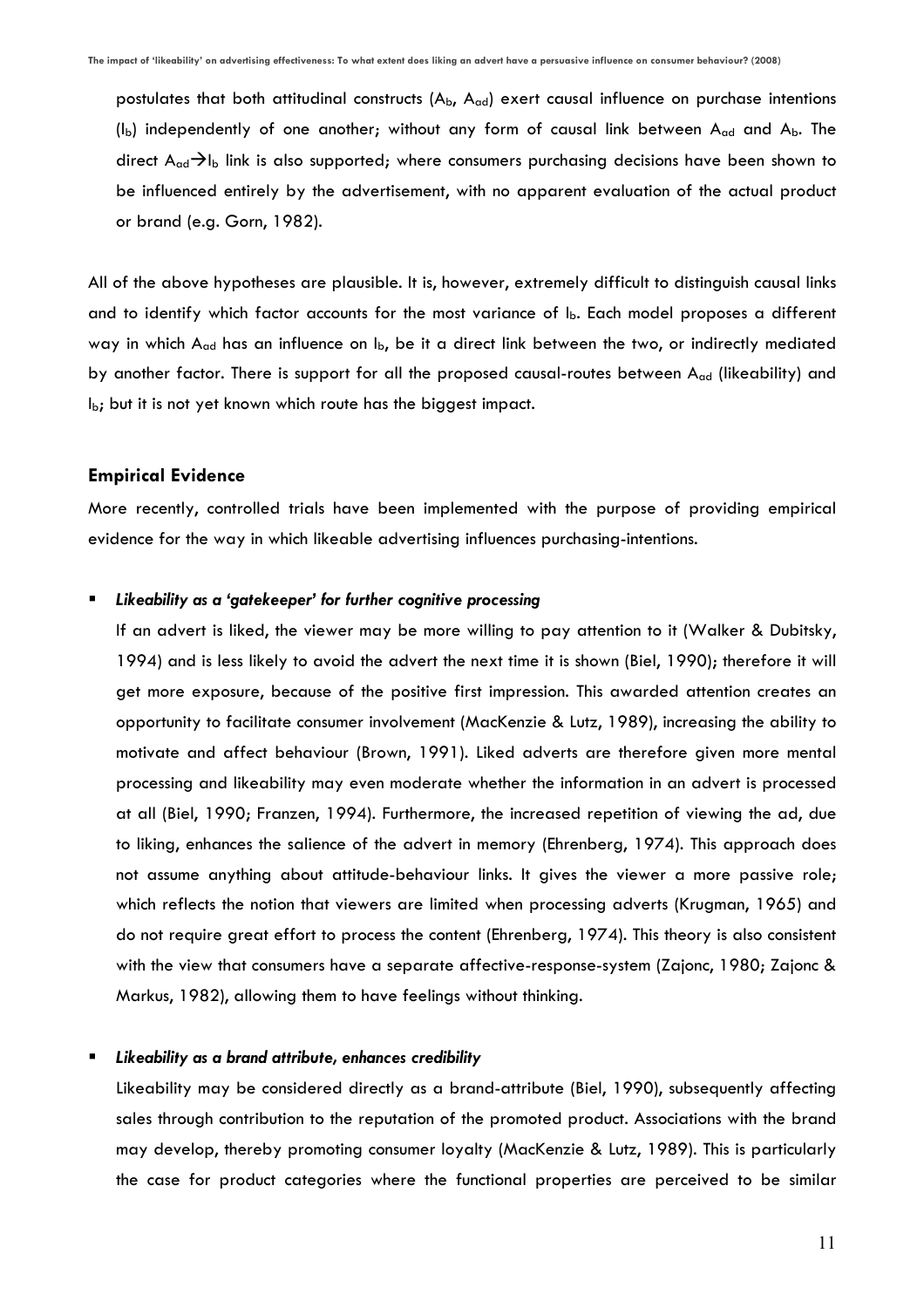postulates that both attitudinal constructs ($A_b$, $A_{ad}$) exert causal influence on purchase intentions ($I_b$) independently of one another; without any form of causal link between $A_{ad}$ and $A_b$. The direct $A_{ad} \rightarrow I_b$ link is also supported; where consumers purchasing decisions have been shown to be influenced entirely by the advertisement, with no apparent evaluation of the actual product or brand (e.g. Gorn, 1982).

All of the above hypotheses are plausible. It is, however, extremely difficult to distinguish causal links and to identify which factor accounts for the most variance of $I_b$. Each model proposes a different way in which $A_{ad}$ has an influence on $I_b$, be it a direct link between the two, or indirectly mediated by another factor. There is support for all the proposed causal-routes between $A_{ad}$ (likeability) and $I_b$; but it is not yet known which route has the biggest impact.

## Empirical Evidence

More recently, controlled trials have been implemented with the purpose of providing empirical evidence for the way in which likeable advertising influences purchasing-intentions.

- ***Likeability as a 'gatekeeper' for further cognitive processing***

  If an advert is liked, the viewer may be more willing to pay attention to it (Walker & Dubitsky, 1994) and is less likely to avoid the advert the next time it is shown (Biel, 1990); therefore it will get more exposure, because of the positive first impression. This awarded attention creates an opportunity to facilitate consumer involvement (MacKenzie & Lutz, 1989), increasing the ability to motivate and affect behaviour (Brown, 1991). Liked adverts are therefore given more mental processing and likeability may even moderate whether the information in an advert is processed at all (Biel, 1990; Franzen, 1994). Furthermore, the increased repetition of viewing the ad, due to liking, enhances the salience of the advert in memory (Ehrenberg, 1974). This approach does not assume anything about attitude-behaviour links. It gives the viewer a more passive role; which reflects the notion that viewers are limited when processing adverts (Krugman, 1965) and do not require great effort to process the content (Ehrenberg, 1974). This theory is also consistent with the view that consumers have a separate affective-response-system (Zajonc, 1980; Zajonc & Markus, 1982), allowing them to have feelings without thinking.

- ***Likeability as a brand attribute, enhances credibility***

  Likeability may be considered directly as a brand-attribute (Biel, 1990), subsequently affecting sales through contribution to the reputation of the promoted product. Associations with the brand may develop, thereby promoting consumer loyalty (MacKenzie & Lutz, 1989). This is particularly the case for product categories where the functional properties are perceived to be similar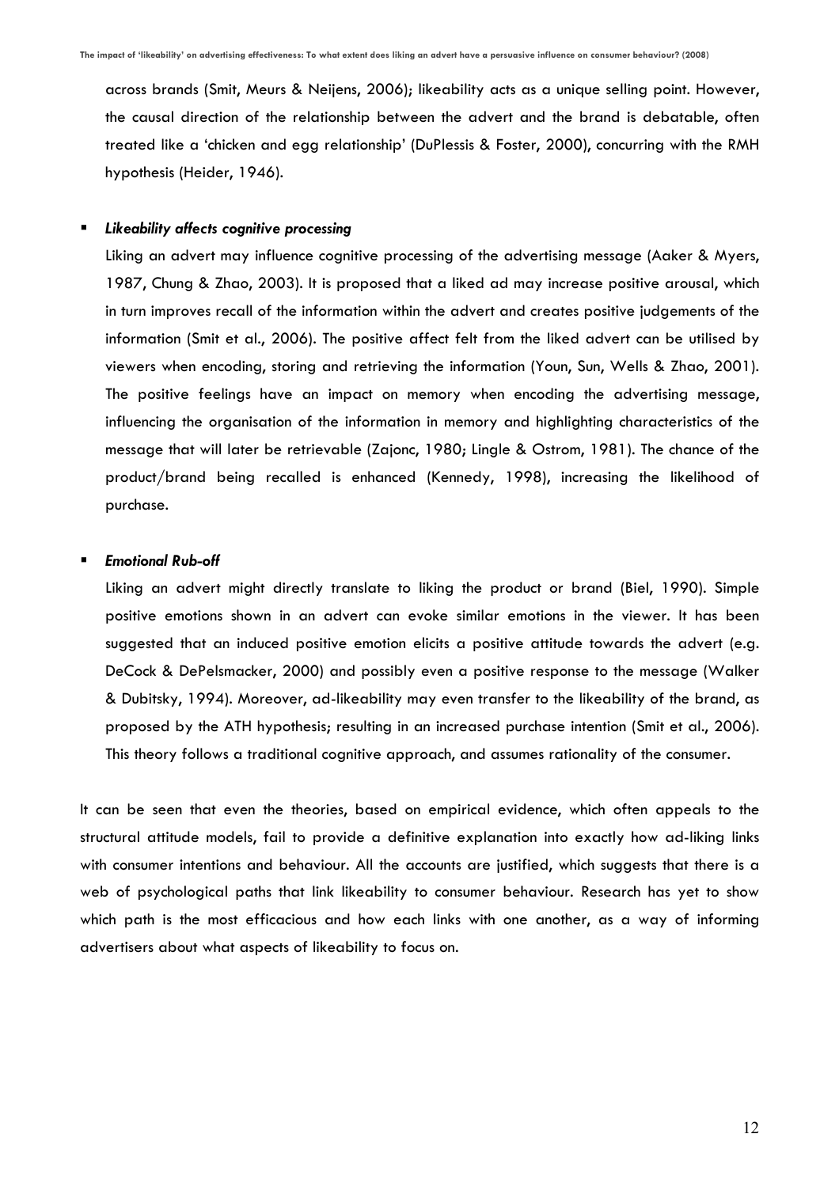across brands (Smit, Meurs & Neijens, 2006); likeability acts as a unique selling point. However, the causal direction of the relationship between the advert and the brand is debatable, often treated like a 'chicken and egg relationship' (DuPlessis & Foster, 2000), concurring with the RMH hypothesis (Heider, 1946).

- ***Likeability affects cognitive processing***

  Liking an advert may influence cognitive processing of the advertising message (Aaker & Myers, 1987, Chung & Zhao, 2003). It is proposed that a liked ad may increase positive arousal, which in turn improves recall of the information within the advert and creates positive judgements of the information (Smit et al., 2006). The positive affect felt from the liked advert can be utilised by viewers when encoding, storing and retrieving the information (Youn, Sun, Wells & Zhao, 2001). The positive feelings have an impact on memory when encoding the advertising message, influencing the organisation of the information in memory and highlighting characteristics of the message that will later be retrievable (Zajonc, 1980; Lingle & Ostrom, 1981). The chance of the product/brand being recalled is enhanced (Kennedy, 1998), increasing the likelihood of purchase.

- ***Emotional Rub-off***

  Liking an advert might directly translate to liking the product or brand (Biel, 1990). Simple positive emotions shown in an advert can evoke similar emotions in the viewer. It has been suggested that an induced positive emotion elicits a positive attitude towards the advert (e.g. DeCock & DePelsmacker, 2000) and possibly even a positive response to the message (Walker & Dubitsky, 1994). Moreover, ad-likeability may even transfer to the likeability of the brand, as proposed by the ATH hypothesis; resulting in an increased purchase intention (Smit et al., 2006). This theory follows a traditional cognitive approach, and assumes rationality of the consumer.

It can be seen that even the theories, based on empirical evidence, which often appeals to the structural attitude models, fail to provide a definitive explanation into exactly how ad-liking links with consumer intentions and behaviour. All the accounts are justified, which suggests that there is a web of psychological paths that link likeability to consumer behaviour. Research has yet to show which path is the most efficacious and how each links with one another, as a way of informing advertisers about what aspects of likeability to focus on.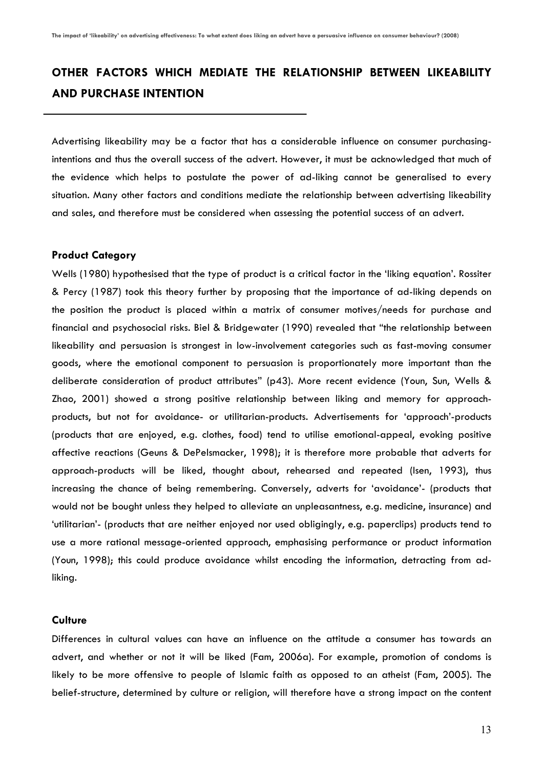## OTHER FACTORS WHICH MEDIATE THE RELATIONSHIP BETWEEN LIKEABILITY AND PURCHASE INTENTION

Advertising likeability may be a factor that has a considerable influence on consumer purchasing-intentions and thus the overall success of the advert. However, it must be acknowledged that much of the evidence which helps to postulate the power of ad-liking cannot be generalised to every situation. Many other factors and conditions mediate the relationship between advertising likeability and sales, and therefore must be considered when assessing the potential success of an advert.

### Product Category

Wells (1980) hypothesised that the type of product is a critical factor in the 'liking equation'. Rossiter & Percy (1987) took this theory further by proposing that the importance of ad-liking depends on the position the product is placed within a matrix of consumer motives/needs for purchase and financial and psychosocial risks. Biel & Bridgewater (1990) revealed that "the relationship between likeability and persuasion is strongest in low-involvement categories such as fast-moving consumer goods, where the emotional component to persuasion is proportionately more important than the deliberate consideration of product attributes" (p43). More recent evidence (Youn, Sun, Wells & Zhao, 2001) showed a strong positive relationship between liking and memory for approach-products, but not for avoidance- or utilitarian-products. Advertisements for 'approach'-products (products that are enjoyed, e.g. clothes, food) tend to utilise emotional-appeal, evoking positive affective reactions (Geuns & DePelsmacker, 1998); it is therefore more probable that adverts for approach-products will be liked, thought about, rehearsed and repeated (Isen, 1993), thus increasing the chance of being remembering. Conversely, adverts for 'avoidance'- (products that would not be bought unless they helped to alleviate an unpleasantness, e.g. medicine, insurance) and 'utilitarian'- (products that are neither enjoyed nor used obligingly, e.g. paperclips) products tend to use a more rational message-oriented approach, emphasising performance or product information (Youn, 1998); this could produce avoidance whilst encoding the information, detracting from ad-liking.

### Culture

Differences in cultural values can have an influence on the attitude a consumer has towards an advert, and whether or not it will be liked (Fam, 2006a). For example, promotion of condoms is likely to be more offensive to people of Islamic faith as opposed to an atheist (Fam, 2005). The belief-structure, determined by culture or religion, will therefore have a strong impact on the content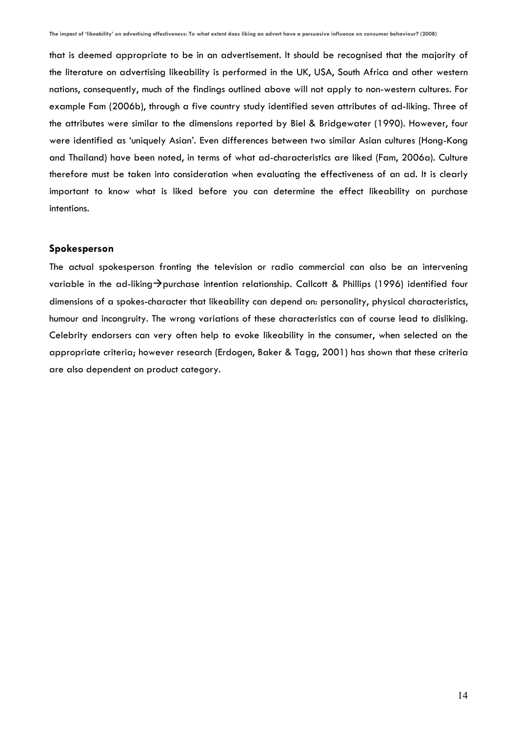that is deemed appropriate to be in an advertisement. It should be recognised that the majority of the literature on advertising likeability is performed in the UK, USA, South Africa and other western nations, consequently, much of the findings outlined above will not apply to non-western cultures. For example Fam (2006b), through a five country study identified seven attributes of ad-liking. Three of the attributes were similar to the dimensions reported by Biel & Bridgewater (1990). However, four were identified as 'uniquely Asian'. Even differences between two similar Asian cultures (Hong-Kong and Thailand) have been noted, in terms of what ad-characteristics are liked (Fam, 2006a). Culture therefore must be taken into consideration when evaluating the effectiveness of an ad. It is clearly important to know what is liked before you can determine the effect likeability on purchase intentions.

### Spokesperson

The actual spokesperson fronting the television or radio commercial can also be an intervening variable in the ad-liking→purchase intention relationship. Callcott & Phillips (1996) identified four dimensions of a spokes-character that likeability can depend on: personality, physical characteristics, humour and incongruity. The wrong variations of these characteristics can of course lead to disliking. Celebrity endorsers can very often help to evoke likeability in the consumer, when selected on the appropriate criteria; however research (Erdogen, Baker & Tagg, 2001) has shown that these criteria are also dependent on product category.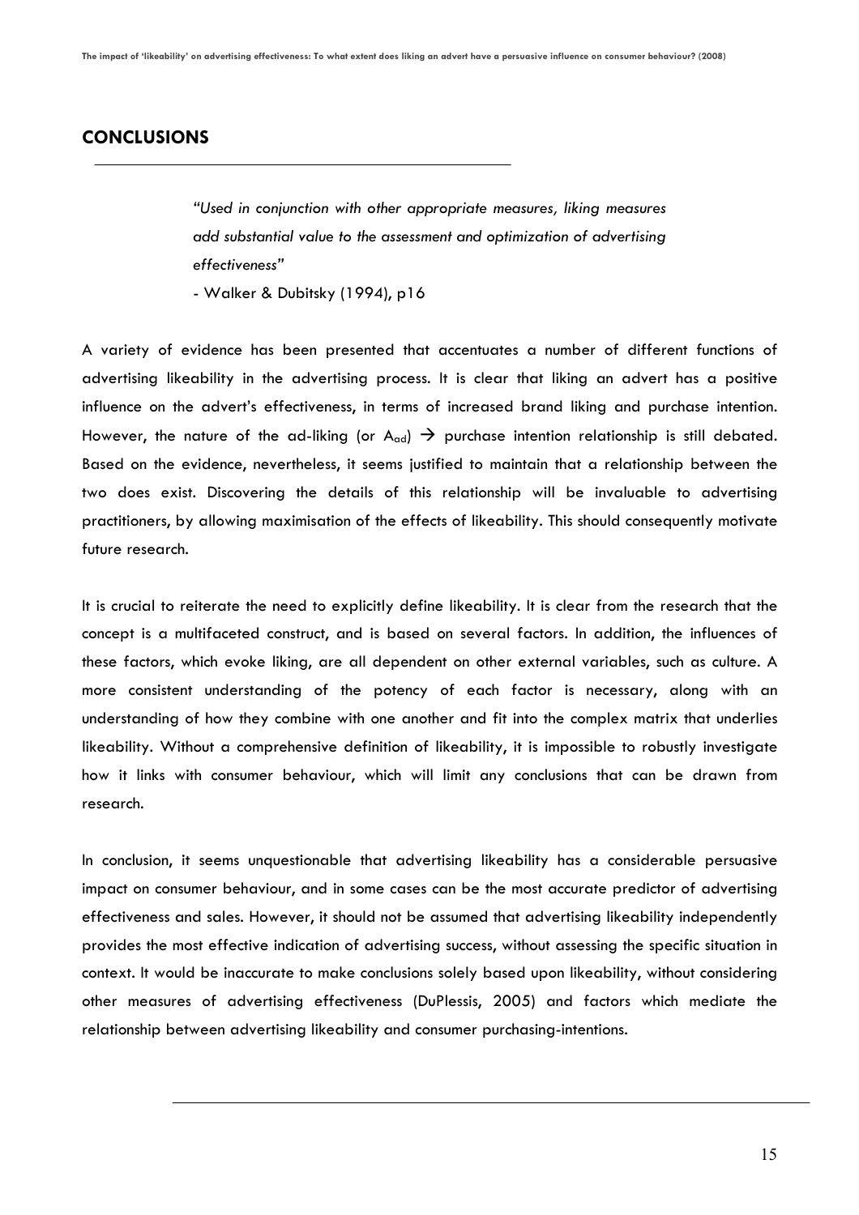## CONCLUSIONS

> *"Used in conjunction with other appropriate measures, liking measures add substantial value to the assessment and optimization of advertising effectiveness"*
>
> - Walker & Dubitsky (1994), p16

A variety of evidence has been presented that accentuates a number of different functions of advertising likeability in the advertising process. It is clear that liking an advert has a positive influence on the advert's effectiveness, in terms of increased brand liking and purchase intention. However, the nature of the ad-liking (or $A_{ad}$) → purchase intention relationship is still debated. Based on the evidence, nevertheless, it seems justified to maintain that a relationship between the two does exist. Discovering the details of this relationship will be invaluable to advertising practitioners, by allowing maximisation of the effects of likeability. This should consequently motivate future research.

It is crucial to reiterate the need to explicitly define likeability. It is clear from the research that the concept is a multifaceted construct, and is based on several factors. In addition, the influences of these factors, which evoke liking, are all dependent on other external variables, such as culture. A more consistent understanding of the potency of each factor is necessary, along with an understanding of how they combine with one another and fit into the complex matrix that underlies likeability. Without a comprehensive definition of likeability, it is impossible to robustly investigate how it links with consumer behaviour, which will limit any conclusions that can be drawn from research.

In conclusion, it seems unquestionable that advertising likeability has a considerable persuasive impact on consumer behaviour, and in some cases can be the most accurate predictor of advertising effectiveness and sales. However, it should not be assumed that advertising likeability independently provides the most effective indication of advertising success, without assessing the specific situation in context. It would be inaccurate to make conclusions solely based upon likeability, without considering other measures of advertising effectiveness (DuPlessis, 2005) and factors which mediate the relationship between advertising likeability and consumer purchasing-intentions.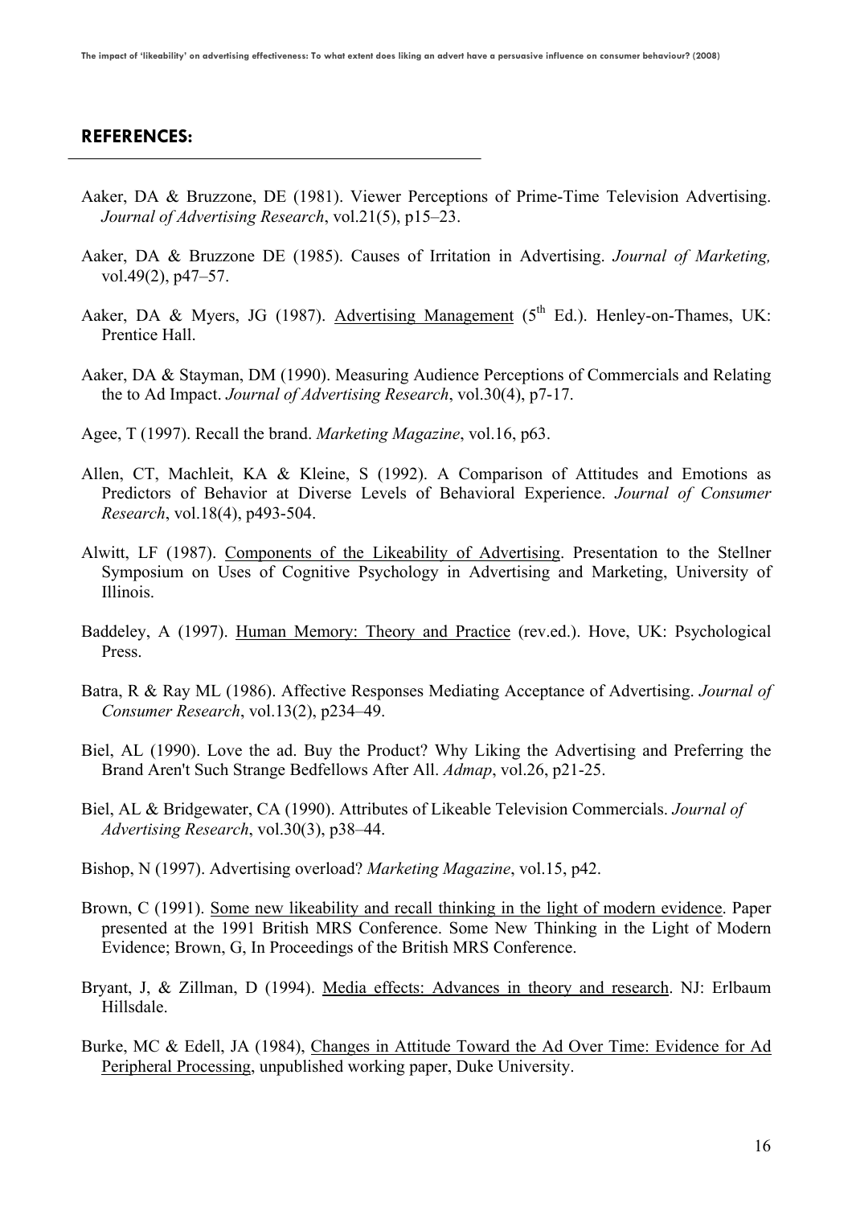## REFERENCES:

Aaker, DA & Bruzzone, DE (1981). Viewer Perceptions of Prime-Time Television Advertising. *Journal of Advertising Research*, vol.21(5), p15–23.

Aaker, DA & Bruzzone DE (1985). Causes of Irritation in Advertising. *Journal of Marketing,* vol.49(2), p47–57.

Aaker, DA & Myers, JG (1987). Advertising Management (5th Ed.). Henley-on-Thames, UK: Prentice Hall.

Aaker, DA & Stayman, DM (1990). Measuring Audience Perceptions of Commercials and Relating the to Ad Impact. *Journal of Advertising Research*, vol.30(4), p7-17.

Agee, T (1997). Recall the brand. *Marketing Magazine*, vol.16, p63.

Allen, CT, Machleit, KA & Kleine, S (1992). A Comparison of Attitudes and Emotions as Predictors of Behavior at Diverse Levels of Behavioral Experience. *Journal of Consumer Research*, vol.18(4), p493-504.

Alwitt, LF (1987). Components of the Likeability of Advertising. Presentation to the Stellner Symposium on Uses of Cognitive Psychology in Advertising and Marketing, University of Illinois.

Baddeley, A (1997). Human Memory: Theory and Practice (rev.ed.). Hove, UK: Psychological Press.

Batra, R & Ray ML (1986). Affective Responses Mediating Acceptance of Advertising. *Journal of Consumer Research*, vol.13(2), p234–49.

Biel, AL (1990). Love the ad. Buy the Product? Why Liking the Advertising and Preferring the Brand Aren't Such Strange Bedfellows After All. *Admap*, vol.26, p21-25.

Biel, AL & Bridgewater, CA (1990). Attributes of Likeable Television Commercials. *Journal of Advertising Research*, vol.30(3), p38–44.

Bishop, N (1997). Advertising overload? *Marketing Magazine*, vol.15, p42.

Brown, C (1991). Some new likeability and recall thinking in the light of modern evidence. Paper presented at the 1991 British MRS Conference. Some New Thinking in the Light of Modern Evidence; Brown, G, In Proceedings of the British MRS Conference.

Bryant, J, & Zillman, D (1994). Media effects: Advances in theory and research. NJ: Erlbaum Hillsdale.

Burke, MC & Edell, JA (1984), Changes in Attitude Toward the Ad Over Time: Evidence for Ad Peripheral Processing, unpublished working paper, Duke University.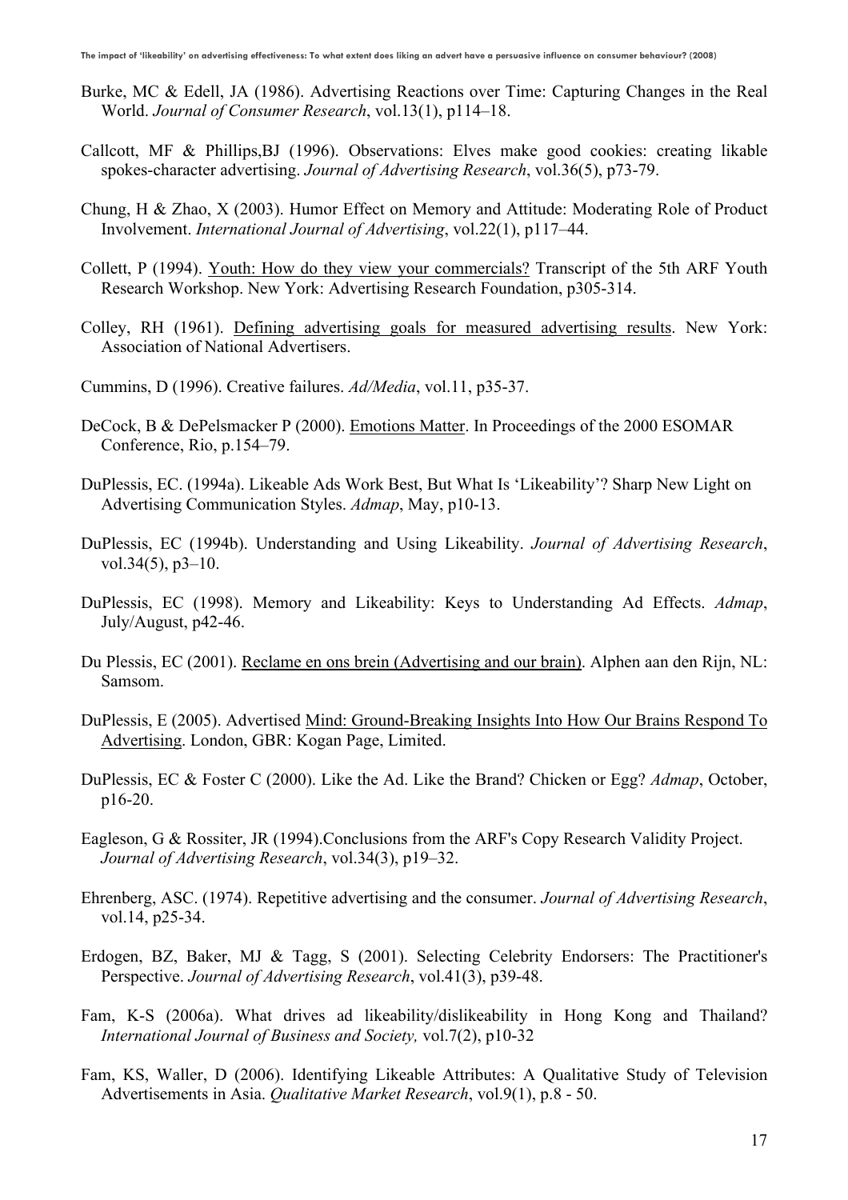Burke, MC & Edell, JA (1986). Advertising Reactions over Time: Capturing Changes in the Real World. *Journal of Consumer Research*, vol.13(1), p114–18.

Callcott, MF & Phillips,BJ (1996). Observations: Elves make good cookies: creating likable spokes-character advertising. *Journal of Advertising Research*, vol.36(5), p73-79.

Chung, H & Zhao, X (2003). Humor Effect on Memory and Attitude: Moderating Role of Product Involvement. *International Journal of Advertising*, vol.22(1), p117–44.

Collett, P (1994). Youth: How do they view your commercials? Transcript of the 5th ARF Youth Research Workshop. New York: Advertising Research Foundation, p305-314.

Colley, RH (1961). Defining advertising goals for measured advertising results. New York: Association of National Advertisers.

Cummins, D (1996). Creative failures. *Ad/Media*, vol.11, p35-37.

DeCock, B & DePelsmacker P (2000). Emotions Matter. In Proceedings of the 2000 ESOMAR Conference, Rio, p.154–79.

DuPlessis, EC. (1994a). Likeable Ads Work Best, But What Is 'Likeability'? Sharp New Light on Advertising Communication Styles. *Admap*, May, p10-13.

DuPlessis, EC (1994b). Understanding and Using Likeability. *Journal of Advertising Research*, vol.34(5), p3–10.

DuPlessis, EC (1998). Memory and Likeability: Keys to Understanding Ad Effects. *Admap*, July/August, p42-46.

Du Plessis, EC (2001). Reclame en ons brein (Advertising and our brain). Alphen aan den Rijn, NL: Samsom.

DuPlessis, E (2005). Advertised Mind: Ground-Breaking Insights Into How Our Brains Respond To Advertising. London, GBR: Kogan Page, Limited.

DuPlessis, EC & Foster C (2000). Like the Ad. Like the Brand? Chicken or Egg? *Admap*, October, p16-20.

Eagleson, G & Rossiter, JR (1994).Conclusions from the ARF's Copy Research Validity Project. *Journal of Advertising Research*, vol.34(3), p19–32.

Ehrenberg, ASC. (1974). Repetitive advertising and the consumer. *Journal of Advertising Research*, vol.14, p25-34.

Erdogen, BZ, Baker, MJ & Tagg, S (2001). Selecting Celebrity Endorsers: The Practitioner's Perspective. *Journal of Advertising Research*, vol.41(3), p39-48.

Fam, K-S (2006a). What drives ad likeability/dislikeability in Hong Kong and Thailand? *International Journal of Business and Society,* vol.7(2), p10-32

Fam, KS, Waller, D (2006). Identifying Likeable Attributes: A Qualitative Study of Television Advertisements in Asia. *Qualitative Market Research*, vol.9(1), p.8 - 50.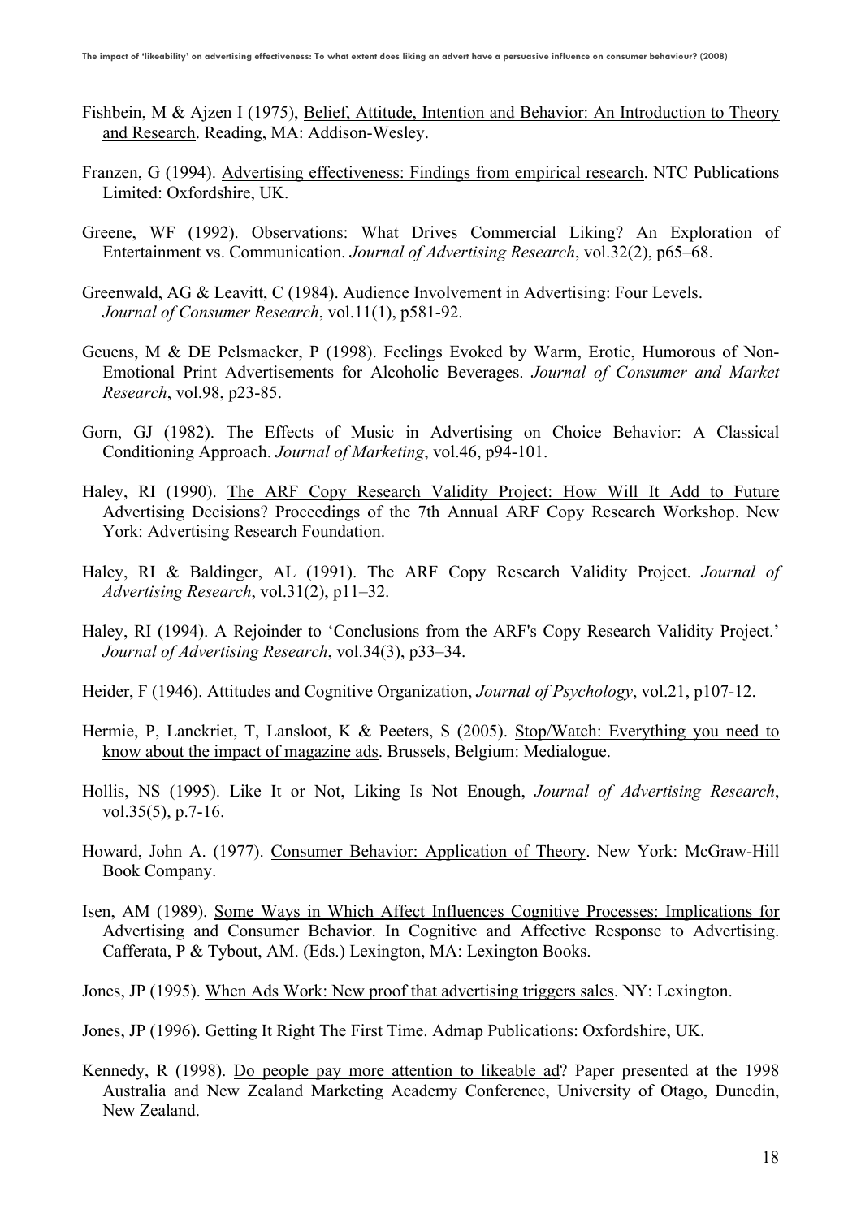Fishbein, M & Ajzen I (1975), Belief, Attitude, Intention and Behavior: An Introduction to Theory and Research. Reading, MA: Addison-Wesley.

Franzen, G (1994). Advertising effectiveness: Findings from empirical research. NTC Publications Limited: Oxfordshire, UK.

Greene, WF (1992). Observations: What Drives Commercial Liking? An Exploration of Entertainment vs. Communication. *Journal of Advertising Research*, vol.32(2), p65–68.

Greenwald, AG & Leavitt, C (1984). Audience Involvement in Advertising: Four Levels. *Journal of Consumer Research*, vol.11(1), p581-92.

Geuens, M & DE Pelsmacker, P (1998). Feelings Evoked by Warm, Erotic, Humorous of Non-Emotional Print Advertisements for Alcoholic Beverages. *Journal of Consumer and Market Research*, vol.98, p23-85.

Gorn, GJ (1982). The Effects of Music in Advertising on Choice Behavior: A Classical Conditioning Approach. *Journal of Marketing*, vol.46, p94-101.

Haley, RI (1990). The ARF Copy Research Validity Project: How Will It Add to Future Advertising Decisions? Proceedings of the 7th Annual ARF Copy Research Workshop. New York: Advertising Research Foundation.

Haley, RI & Baldinger, AL (1991). The ARF Copy Research Validity Project. *Journal of Advertising Research*, vol.31(2), p11–32.

Haley, RI (1994). A Rejoinder to 'Conclusions from the ARF's Copy Research Validity Project.' *Journal of Advertising Research*, vol.34(3), p33–34.

Heider, F (1946). Attitudes and Cognitive Organization, *Journal of Psychology*, vol.21, p107-12.

Hermie, P, Lanckriet, T, Lansloot, K & Peeters, S (2005). Stop/Watch: Everything you need to know about the impact of magazine ads. Brussels, Belgium: Medialogue.

Hollis, NS (1995). Like It or Not, Liking Is Not Enough, *Journal of Advertising Research*, vol.35(5), p.7-16.

Howard, John A. (1977). Consumer Behavior: Application of Theory. New York: McGraw-Hill Book Company.

Isen, AM (1989). Some Ways in Which Affect Influences Cognitive Processes: Implications for Advertising and Consumer Behavior. In Cognitive and Affective Response to Advertising. Cafferata, P & Tybout, AM. (Eds.) Lexington, MA: Lexington Books.

Jones, JP (1995). When Ads Work: New proof that advertising triggers sales. NY: Lexington.

Jones, JP (1996). Getting It Right The First Time. Admap Publications: Oxfordshire, UK.

Kennedy, R (1998). Do people pay more attention to likeable ad? Paper presented at the 1998 Australia and New Zealand Marketing Academy Conference, University of Otago, Dunedin, New Zealand.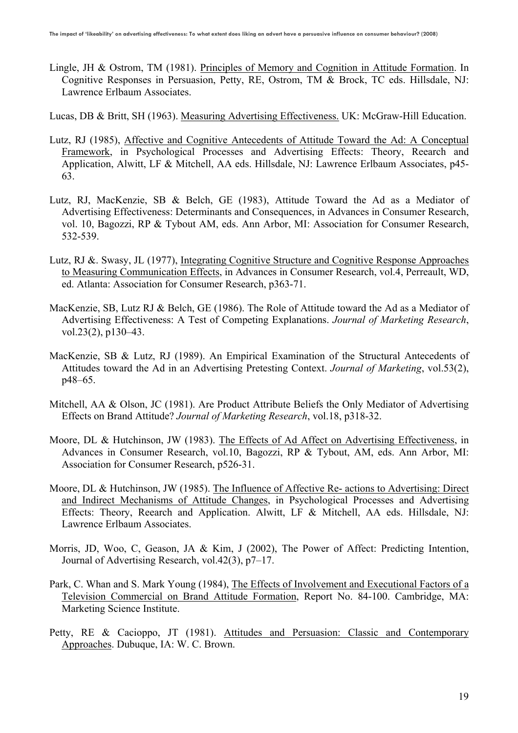Lingle, JH & Ostrom, TM (1981). <u>Principles of Memory and Cognition in Attitude Formation</u>. In Cognitive Responses in Persuasion, Petty, RE, Ostrom, TM & Brock, TC eds. Hillsdale, NJ: Lawrence Erlbaum Associates.

Lucas, DB & Britt, SH (1963). <u>Measuring Advertising Effectiveness.</u> UK: McGraw-Hill Education.

Lutz, RJ (1985), <u>Affective and Cognitive Antecedents of Attitude Toward the Ad: A Conceptual Framework</u>, in Psychological Processes and Advertising Effects: Theory, Reearch and Application, Alwitt, LF & Mitchell, AA eds. Hillsdale, NJ: Lawrence Erlbaum Associates, p45-63.

Lutz, RJ, MacKenzie, SB & Belch, GE (1983), Attitude Toward the Ad as a Mediator of Advertising Effectiveness: Determinants and Consequences, in Advances in Consumer Research, vol. 10, Bagozzi, RP & Tybout AM, eds. Ann Arbor, MI: Association for Consumer Research, 532-539.

Lutz, RJ &. Swasy, JL (1977), <u>Integrating Cognitive Structure and Cognitive Response Approaches to Measuring Communication Effects</u>, in Advances in Consumer Research, vol.4, Perreault, WD, ed. Atlanta: Association for Consumer Research, p363-71.

MacKenzie, SB, Lutz RJ & Belch, GE (1986). The Role of Attitude toward the Ad as a Mediator of Advertising Effectiveness: A Test of Competing Explanations. *Journal of Marketing Research*, vol.23(2), p130–43.

MacKenzie, SB & Lutz, RJ (1989). An Empirical Examination of the Structural Antecedents of Attitudes toward the Ad in an Advertising Pretesting Context. *Journal of Marketing*, vol.53(2), p48–65.

Mitchell, AA & Olson, JC (1981). Are Product Attribute Beliefs the Only Mediator of Advertising Effects on Brand Attitude? *Journal of Marketing Research*, vol.18, p318-32.

Moore, DL & Hutchinson, JW (1983). <u>The Effects of Ad Affect on Advertising Effectiveness</u>, in Advances in Consumer Research, vol.10, Bagozzi, RP & Tybout, AM, eds. Ann Arbor, MI: Association for Consumer Research, p526-31.

Moore, DL & Hutchinson, JW (1985). <u>The Influence of Affective Re- actions to Advertising: Direct and Indirect Mechanisms of Attitude Changes</u>, in Psychological Processes and Advertising Effects: Theory, Reearch and Application. Alwitt, LF & Mitchell, AA eds. Hillsdale, NJ: Lawrence Erlbaum Associates.

Morris, JD, Woo, C, Geason, JA & Kim, J (2002), The Power of Affect: Predicting Intention, Journal of Advertising Research, vol.42(3), p7–17.

Park, C. Whan and S. Mark Young (1984), <u>The Effects of Involvement and Executional Factors of a Television Commercial on Brand Attitude Formation</u>, Report No. 84-100. Cambridge, MA: Marketing Science Institute.

Petty, RE & Cacioppo, JT (1981). <u>Attitudes and Persuasion: Classic and Contemporary Approaches</u>. Dubuque, IA: W. C. Brown.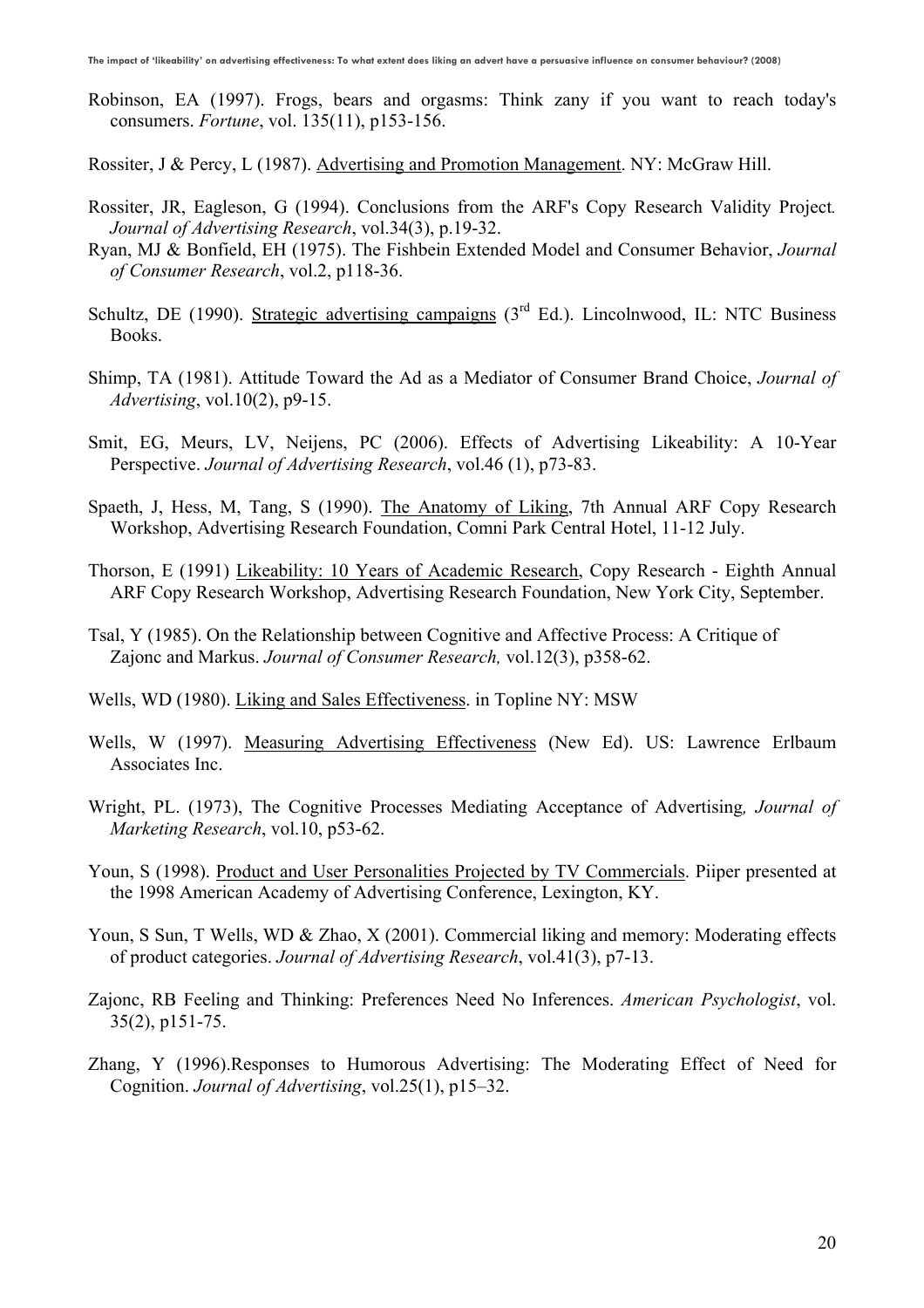Robinson, EA (1997). Frogs, bears and orgasms: Think zany if you want to reach today's consumers. *Fortune*, vol. 135(11), p153-156.

Rossiter, J & Percy, L (1987). Advertising and Promotion Management. NY: McGraw Hill.

Rossiter, JR, Eagleson, G (1994). Conclusions from the ARF's Copy Research Validity Project*. Journal of Advertising Research*, vol.34(3), p.19-32.

Ryan, MJ & Bonfield, EH (1975). The Fishbein Extended Model and Consumer Behavior, *Journal of Consumer Research*, vol.2, p118-36.

Schultz, DE (1990). Strategic advertising campaigns (3rd Ed.). Lincolnwood, IL: NTC Business Books.

Shimp, TA (1981). Attitude Toward the Ad as a Mediator of Consumer Brand Choice, *Journal of Advertising*, vol.10(2), p9-15.

Smit, EG, Meurs, LV, Neijens, PC (2006). Effects of Advertising Likeability: A 10-Year Perspective. *Journal of Advertising Research*, vol.46 (1), p73-83.

Spaeth, J, Hess, M, Tang, S (1990). The Anatomy of Liking, 7th Annual ARF Copy Research Workshop, Advertising Research Foundation, Comni Park Central Hotel, 11-12 July.

Thorson, E (1991) Likeability: 10 Years of Academic Research, Copy Research - Eighth Annual ARF Copy Research Workshop, Advertising Research Foundation, New York City, September.

Tsal, Y (1985). On the Relationship between Cognitive and Affective Process: A Critique of Zajonc and Markus. *Journal of Consumer Research,* vol.12(3), p358-62.

Wells, WD (1980). Liking and Sales Effectiveness. in Topline NY: MSW

Wells, W (1997). Measuring Advertising Effectiveness (New Ed). US: Lawrence Erlbaum Associates Inc.

Wright, PL. (1973), The Cognitive Processes Mediating Acceptance of Advertising*, Journal of Marketing Research*, vol.10, p53-62.

Youn, S (1998). Product and User Personalities Projected by TV Commercials. Piiper presented at the 1998 American Academy of Advertising Conference, Lexington, KY.

Youn, S Sun, T Wells, WD & Zhao, X (2001). Commercial liking and memory: Moderating effects of product categories. *Journal of Advertising Research*, vol.41(3), p7-13.

Zajonc, RB Feeling and Thinking: Preferences Need No Inferences. *American Psychologist*, vol. 35(2), p151-75.

Zhang, Y (1996).Responses to Humorous Advertising: The Moderating Effect of Need for Cognition. *Journal of Advertising*, vol.25(1), p15–32.